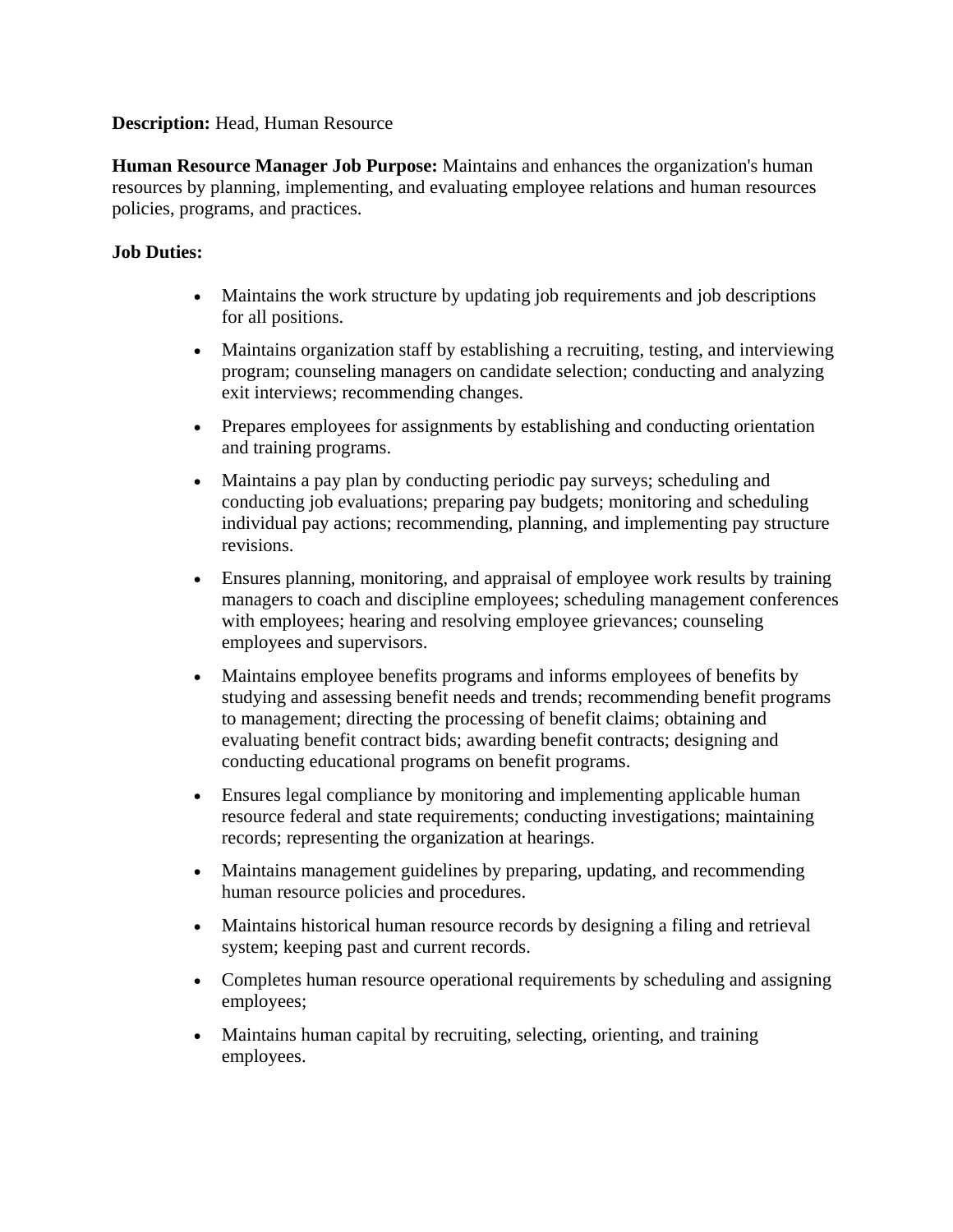**Description:** Head, Human Resource

**Human Resource Manager Job Purpose:** Maintains and enhances the organization's human resources by planning, implementing, and evaluating employee relations and human resources policies, programs, and practices.

**Job Duties:**

- Maintains the work structure by updating job requirements and job descriptions for all positions.
- Maintains organization staff by establishing a recruiting, testing, and interviewing program; counseling managers on candidate selection; conducting and analyzing exit interviews; recommending changes.
- Prepares employees for assignments by establishing and conducting orientation and training programs.
- Maintains a pay plan by conducting periodic pay surveys; scheduling and conducting job evaluations; preparing pay budgets; monitoring and scheduling individual pay actions; recommending, planning, and implementing pay structure revisions.
- Ensures planning, monitoring, and appraisal of employee work results by training managers to coach and discipline employees; scheduling management conferences with employees; hearing and resolving employee grievances; counseling employees and supervisors.
- Maintains employee benefits programs and informs employees of benefits by studying and assessing benefit needs and trends; recommending benefit programs to management; directing the processing of benefit claims; obtaining and evaluating benefit contract bids; awarding benefit contracts; designing and conducting educational programs on benefit programs.
- Ensures legal compliance by monitoring and implementing applicable human resource federal and state requirements; conducting investigations; maintaining records; representing the organization at hearings.
- Maintains management guidelines by preparing, updating, and recommending human resource policies and procedures.
- Maintains historical human resource records by designing a filing and retrieval system; keeping past and current records.
- Completes human resource operational requirements by scheduling and assigning employees;
- Maintains human capital by recruiting, selecting, orienting, and training employees.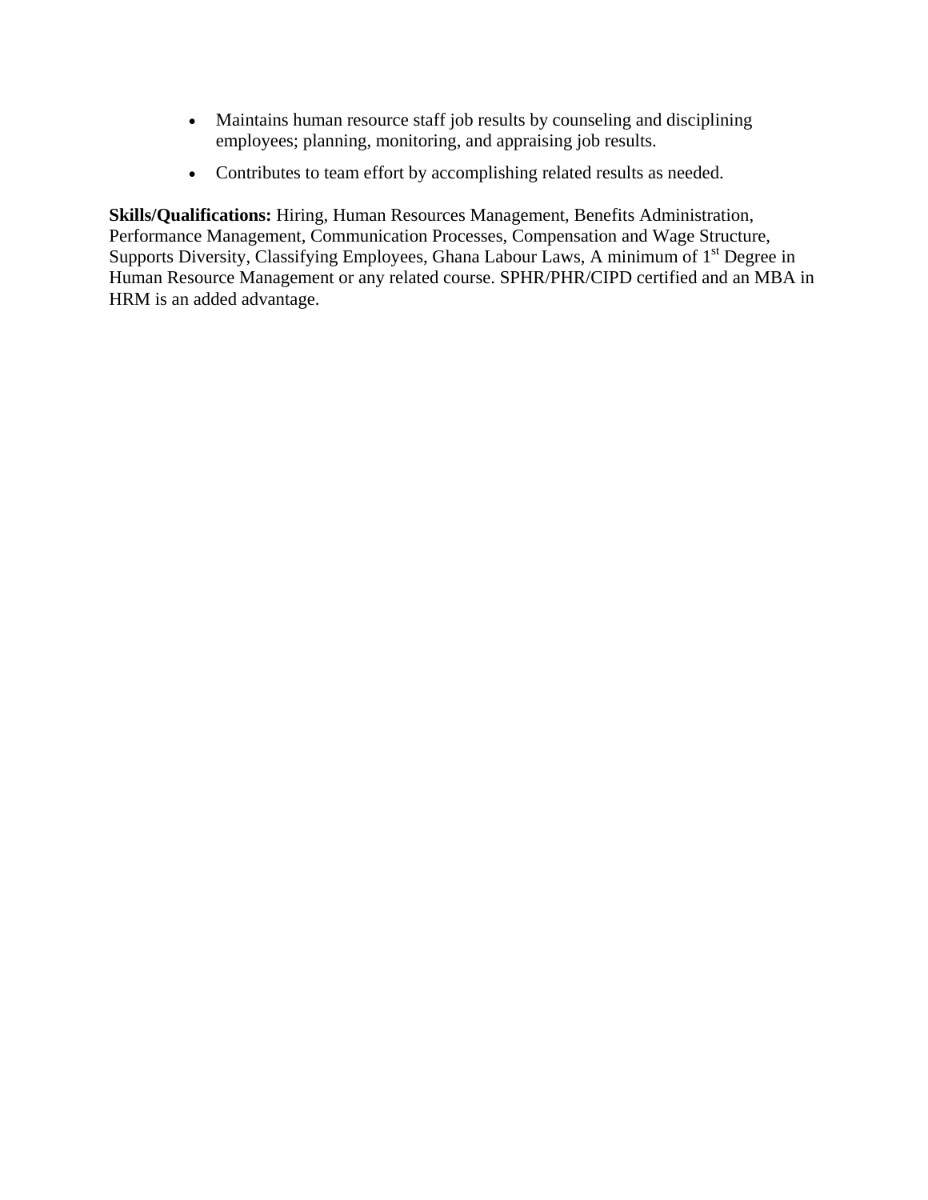- Maintains human resource staff job results by counseling and disciplining employees; planning, monitoring, and appraising job results.
- Contributes to team effort by accomplishing related results as needed.

**Skills/Qualifications:** Hiring, Human Resources Management, Benefits Administration, Performance Management, Communication Processes, Compensation and Wage Structure, Supports Diversity, Classifying Employees, Ghana Labour Laws, A minimum of 1st Degree in Human Resource Management or any related course. SPHR/PHR/CIPD certified and an MBA in HRM is an added advantage.